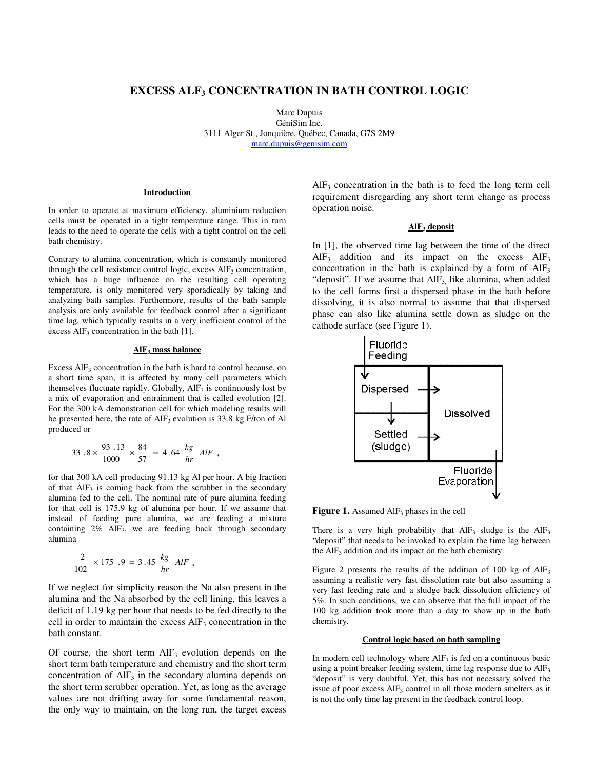# EXCESS $AlF_3$ CONCENTRATION IN BATH CONTROL LOGIC

Marc Dupuis
GéniSim Inc.
3111 Alger St., Jonquière, Québec, Canada, G7S 2M9
marc.dupuis@genisim.com

## Introduction

In order to operate at maximum efficiency, aluminium reduction cells must be operated in a tight temperature range. This in turn leads to the need to operate the cells with a tight control on the cell bath chemistry.

Contrary to alumina concentration, which is constantly monitored through the cell resistance control logic, excess $AlF_3$ concentration, which has a huge influence on the resulting cell operating temperature, is only monitored very sporadically by taking and analyzing bath samples. Furthermore, results of the bath sample analysis are only available for feedback control after a significant time lag, which typically results in a very inefficient control of the excess $AlF_3$ concentration in the bath [1].

## $AlF_3$ mass balance

Excess $AlF_3$ concentration in the bath is hard to control because, on a short time span, it is affected by many cell parameters which themselves fluctuate rapidly. Globally, $AlF_3$ is continuously lost by a mix of evaporation and entrainment that is called evolution [2]. For the 300 kA demonstration cell for which modeling results will be presented here, the rate of $AlF_3$ evolution is 33.8 kg F/ton of Al produced or

$$33.8 \times \frac{93.13}{1000} \times \frac{84}{57} = 4.64 \ \frac{kg}{hr} \ AlF_3$$

for that 300 kA cell producing 91.13 kg Al per hour. A big fraction of that $AlF_3$ is coming back from the scrubber in the secondary alumina fed to the cell. The nominal rate of pure alumina feeding for that cell is 175.9 kg of alumina per hour. If we assume that instead of feeding pure alumina, we are feeding a mixture containing 2% $AlF_3$, we are feeding back through secondary alumina

$$\frac{2}{102} \times 175.9 = 3.45 \ \frac{kg}{hr} \ AlF_3$$

If we neglect for simplicity reason the Na also present in the alumina and the Na absorbed by the cell lining, this leaves a deficit of 1.19 kg per hour that needs to be fed directly to the cell in order to maintain the excess $AlF_3$ concentration in the bath constant.

Of course, the short term $AlF_3$ evolution depends on the short term bath temperature and chemistry and the short term concentration of $AlF_3$ in the secondary alumina depends on the short term scrubber operation. Yet, as long as the average values are not drifting away for some fundamental reason, the only way to maintain, on the long run, the target excess $AlF_3$ concentration in the bath is to feed the long term cell requirement disregarding any short term change as process operation noise.

## $AlF_3$ deposit

In [1], the observed time lag between the time of the direct $AlF_3$ addition and its impact on the excess $AlF_3$ concentration in the bath is explained by a form of $AlF_3$ "deposit". If we assume that $AlF_3$, like alumina, when added to the cell forms first a dispersed phase in the bath before dissolving, it is also normal to assume that that dispersed phase can also like alumina settle down as sludge on the cathode surface (see Figure 1).

Fluoride Feeding | Dispersed | Settled (sludge) | Dissolved | Fluoride Evaporation

**Figure 1.** Assumed $AlF_3$ phases in the cell

There is a very high probability that $AlF_3$ sludge is the $AlF_3$ "deposit" that needs to be invoked to explain the time lag between the $AlF_3$ addition and its impact on the bath chemistry.

Figure 2 presents the results of the addition of 100 kg of $AlF_3$ assuming a realistic very fast dissolution rate but also assuming a very fast feeding rate and a sludge back dissolution efficiency of 5%. In such conditions, we can observe that the full impact of the 100 kg addition took more than a day to show up in the bath chemistry.

## Control logic based on bath sampling

In modern cell technology where $AlF_3$ is fed on a continuous basic using a point breaker feeding system, time lag response due to $AlF_3$ "deposit" is very doubtful. Yet, this has not necessary solved the issue of poor excess $AlF_3$ control in all those modern smelters as it is not the only time lag present in the feedback control loop.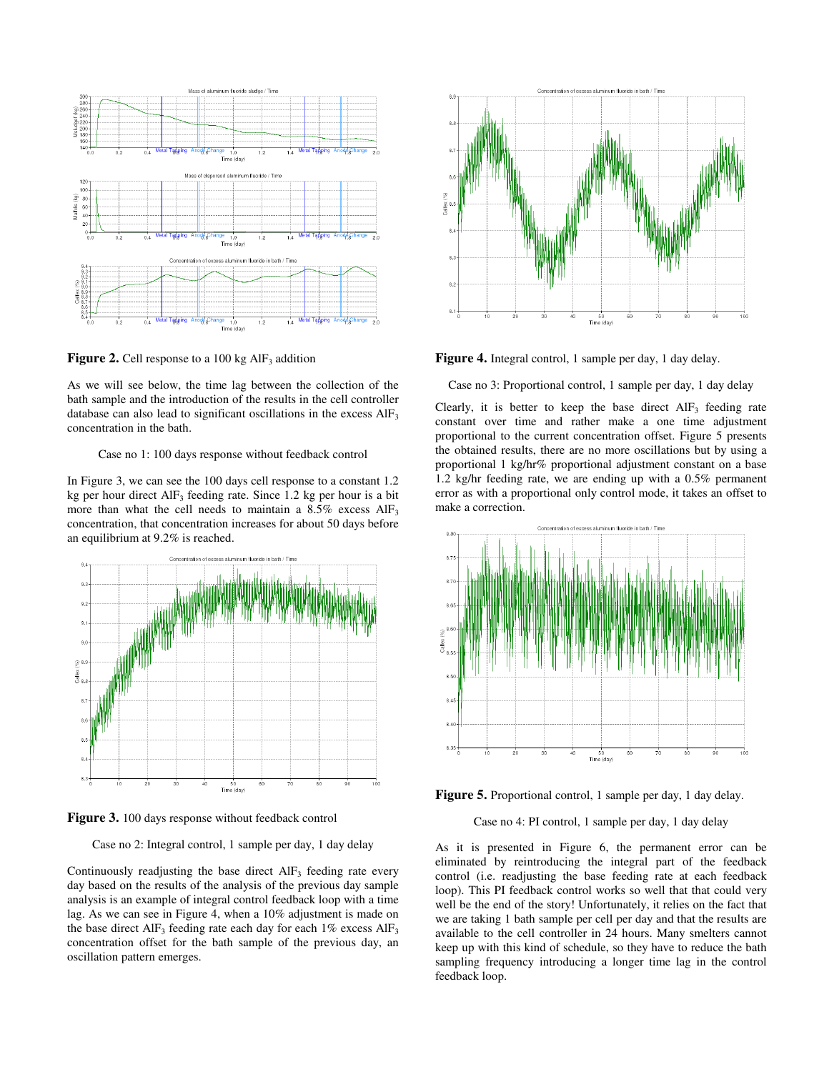**Figure 2.** Cell response to a 100 kg $AlF_3$ addition

As we will see below, the time lag between the collection of the bath sample and the introduction of the results in the cell controller database can also lead to significant oscillations in the excess $AlF_3$ concentration in the bath.

Case no 1: 100 days response without feedback control

In Figure 3, we can see the 100 days cell response to a constant 1.2 kg per hour direct $AlF_3$ feeding rate. Since 1.2 kg per hour is a bit more than what the cell needs to maintain a 8.5% excess $AlF_3$ concentration, that concentration increases for about 50 days before an equilibrium at 9.2% is reached.

**Figure 3.** 100 days response without feedback control

Case no 2: Integral control, 1 sample per day, 1 day delay

Continuously readjusting the base direct $AlF_3$ feeding rate every day based on the results of the analysis of the previous day sample analysis is an example of integral control feedback loop with a time lag. As we can see in Figure 4, when a 10% adjustment is made on the base direct $AlF_3$ feeding rate each day for each 1% excess $AlF_3$ concentration offset for the bath sample of the previous day, an oscillation pattern emerges.

**Figure 4.** Integral control, 1 sample per day, 1 day delay.

Case no 3: Proportional control, 1 sample per day, 1 day delay

Clearly, it is better to keep the base direct $AlF_3$ feeding rate constant over time and rather make a one time adjustment proportional to the current concentration offset. Figure 5 presents the obtained results, there are no more oscillations but by using a proportional 1 kg/hr% proportional adjustment constant on a base 1.2 kg/hr feeding rate, we are ending up with a 0.5% permanent error as with a proportional only control mode, it takes an offset to make a correction.

**Figure 5.** Proportional control, 1 sample per day, 1 day delay.

Case no 4: PI control, 1 sample per day, 1 day delay

As it is presented in Figure 6, the permanent error can be eliminated by reintroducing the integral part of the feedback control (i.e. readjusting the base feeding rate at each feedback loop). This PI feedback control works so well that that could very well be the end of the story! Unfortunately, it relies on the fact that we are taking 1 bath sample per cell per day and that the results are available to the cell controller in 24 hours. Many smelters cannot keep up with this kind of schedule, so they have to reduce the bath sampling frequency introducing a longer time lag in the control feedback loop.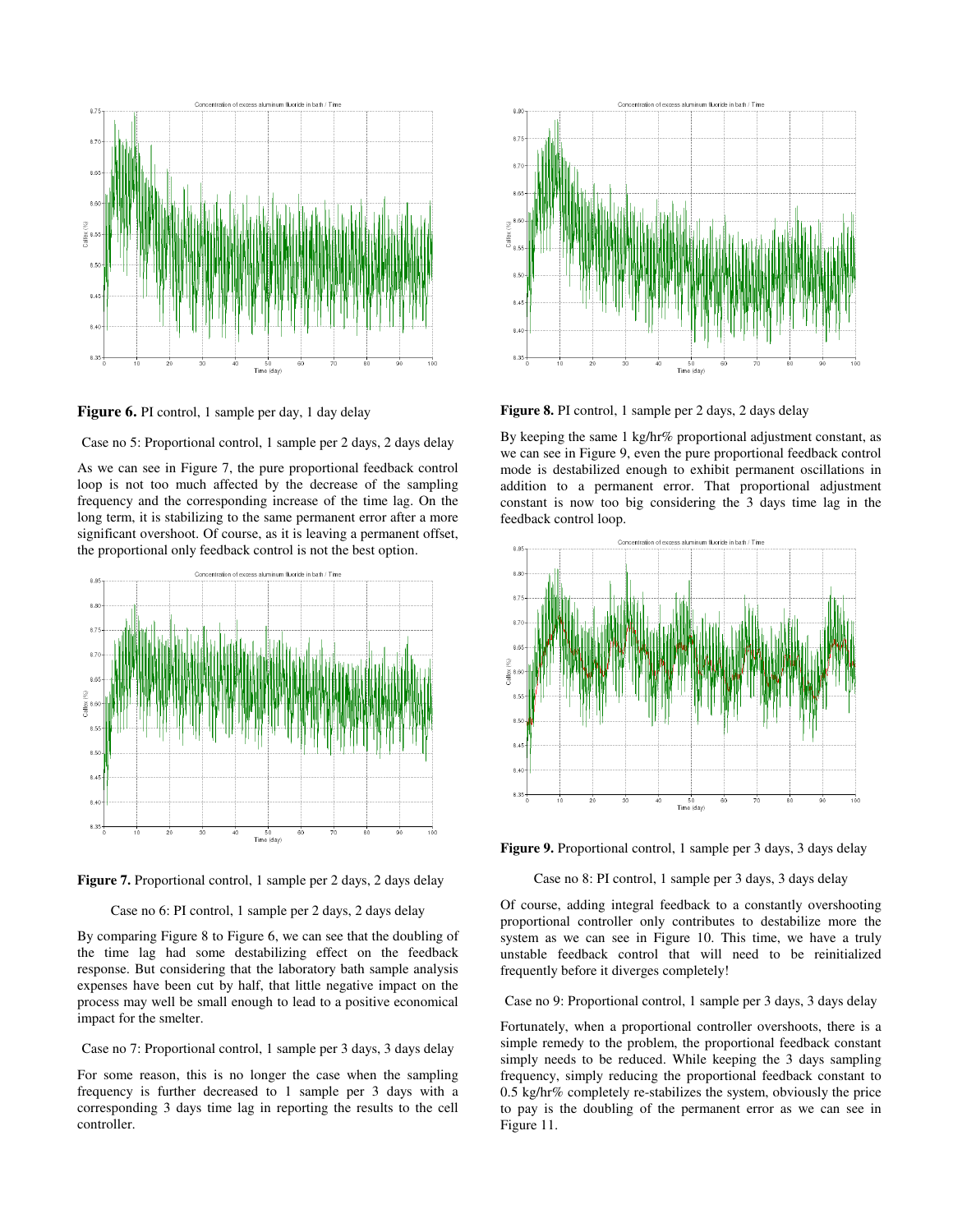**Figure 6.** PI control, 1 sample per day, 1 day delay

Case no 5: Proportional control, 1 sample per 2 days, 2 days delay

As we can see in Figure 7, the pure proportional feedback control loop is not too much affected by the decrease of the sampling frequency and the corresponding increase of the time lag. On the long term, it is stabilizing to the same permanent error after a more significant overshoot. Of course, as it is leaving a permanent offset, the proportional only feedback control is not the best option.

**Figure 7.** Proportional control, 1 sample per 2 days, 2 days delay

Case no 6: PI control, 1 sample per 2 days, 2 days delay

By comparing Figure 8 to Figure 6, we can see that the doubling of the time lag had some destabilizing effect on the feedback response. But considering that the laboratory bath sample analysis expenses have been cut by half, that little negative impact on the process may well be small enough to lead to a positive economical impact for the smelter.

Case no 7: Proportional control, 1 sample per 3 days, 3 days delay

For some reason, this is no longer the case when the sampling frequency is further decreased to 1 sample per 3 days with a corresponding 3 days time lag in reporting the results to the cell controller.

**Figure 8.** PI control, 1 sample per 2 days, 2 days delay

By keeping the same 1 kg/hr% proportional adjustment constant, as we can see in Figure 9, even the pure proportional feedback control mode is destabilized enough to exhibit permanent oscillations in addition to a permanent error. That proportional adjustment constant is now too big considering the 3 days time lag in the feedback control loop.

**Figure 9.** Proportional control, 1 sample per 3 days, 3 days delay

Case no 8: PI control, 1 sample per 3 days, 3 days delay

Of course, adding integral feedback to a constantly overshooting proportional controller only contributes to destabilize more the system as we can see in Figure 10. This time, we have a truly unstable feedback control that will need to be reinitialized frequently before it diverges completely!

Case no 9: Proportional control, 1 sample per 3 days, 3 days delay

Fortunately, when a proportional controller overshoots, there is a simple remedy to the problem, the proportional feedback constant simply needs to be reduced. While keeping the 3 days sampling frequency, simply reducing the proportional feedback constant to 0.5 kg/hr% completely re-stabilizes the system, obviously the price to pay is the doubling of the permanent error as we can see in Figure 11.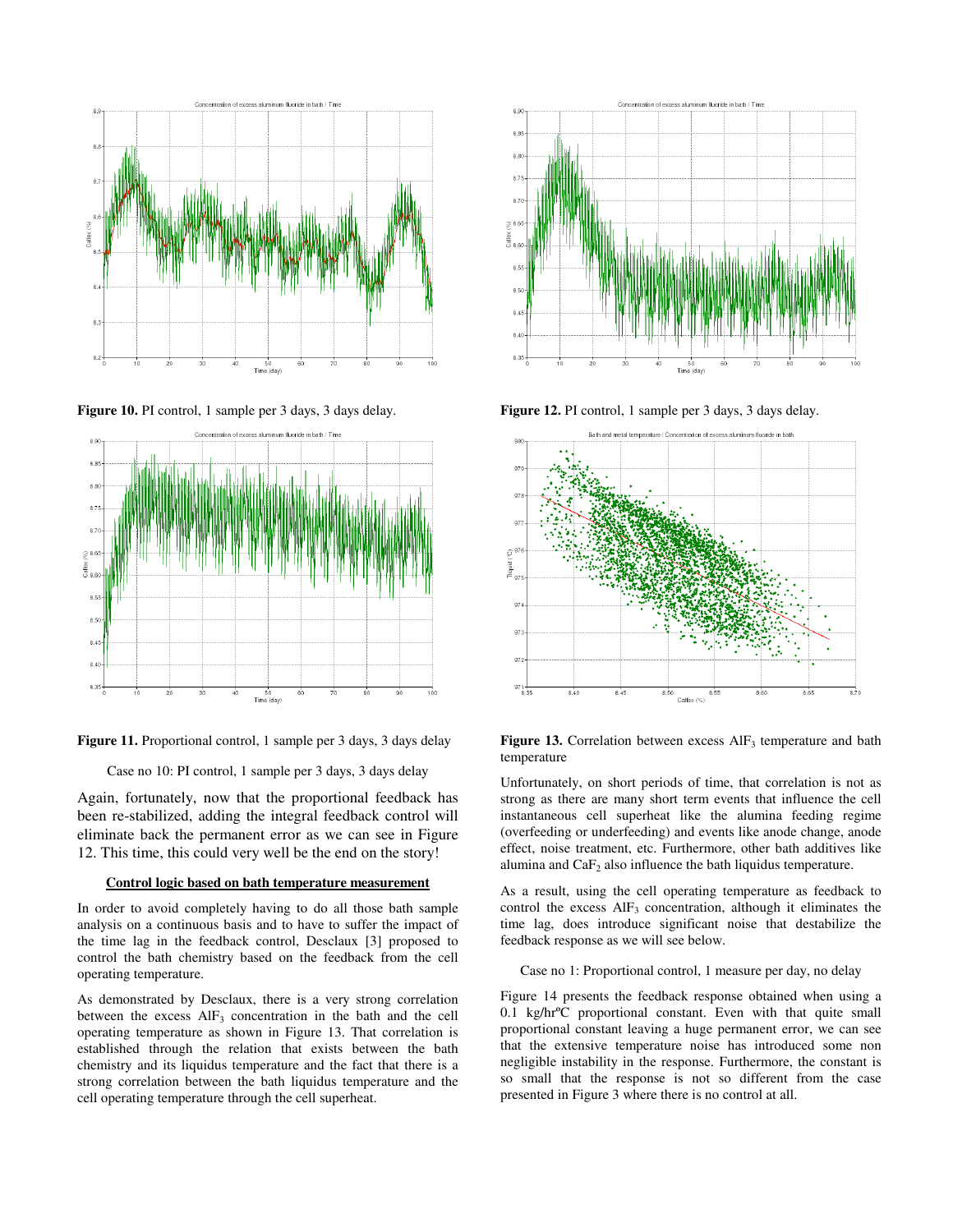Figure 10. PI control, 1 sample per 3 days, 3 days delay.

Figure 11. Proportional control, 1 sample per 3 days, 3 days delay

Case no 10: PI control, 1 sample per 3 days, 3 days delay

Again, fortunately, now that the proportional feedback has been re-stabilized, adding the integral feedback control will eliminate back the permanent error as we can see in Figure 12. This time, this could very well be the end on the story!

### Control logic based on bath temperature measurement

In order to avoid completely having to do all those bath sample analysis on a continuous basis and to have to suffer the impact of the time lag in the feedback control, Desclaux [3] proposed to control the bath chemistry based on the feedback from the cell operating temperature.

As demonstrated by Desclaux, there is a very strong correlation between the excess $AlF_3$ concentration in the bath and the cell operating temperature as shown in Figure 13. That correlation is established through the relation that exists between the bath chemistry and its liquidus temperature and the fact that there is a strong correlation between the bath liquidus temperature and the cell operating temperature through the cell superheat.

Figure 12. PI control, 1 sample per 3 days, 3 days delay.

Figure 13. Correlation between excess $AlF_3$ temperature and bath temperature

Unfortunately, on short periods of time, that correlation is not as strong as there are many short term events that influence the cell instantaneous cell superheat like the alumina feeding regime (overfeeding or underfeeding) and events like anode change, anode effect, noise treatment, etc. Furthermore, other bath additives like alumina and $CaF_2$ also influence the bath liquidus temperature.

As a result, using the cell operating temperature as feedback to control the excess $AlF_3$ concentration, although it eliminates the time lag, does introduce significant noise that destabilize the feedback response as we will see below.

Case no 1: Proportional control, 1 measure per day, no delay

Figure 14 presents the feedback response obtained when using a 0.1 kg/hrºC proportional constant. Even with that quite small proportional constant leaving a huge permanent error, we can see that the extensive temperature noise has introduced some non negligible instability in the response. Furthermore, the constant is so small that the response is not so different from the case presented in Figure 3 where there is no control at all.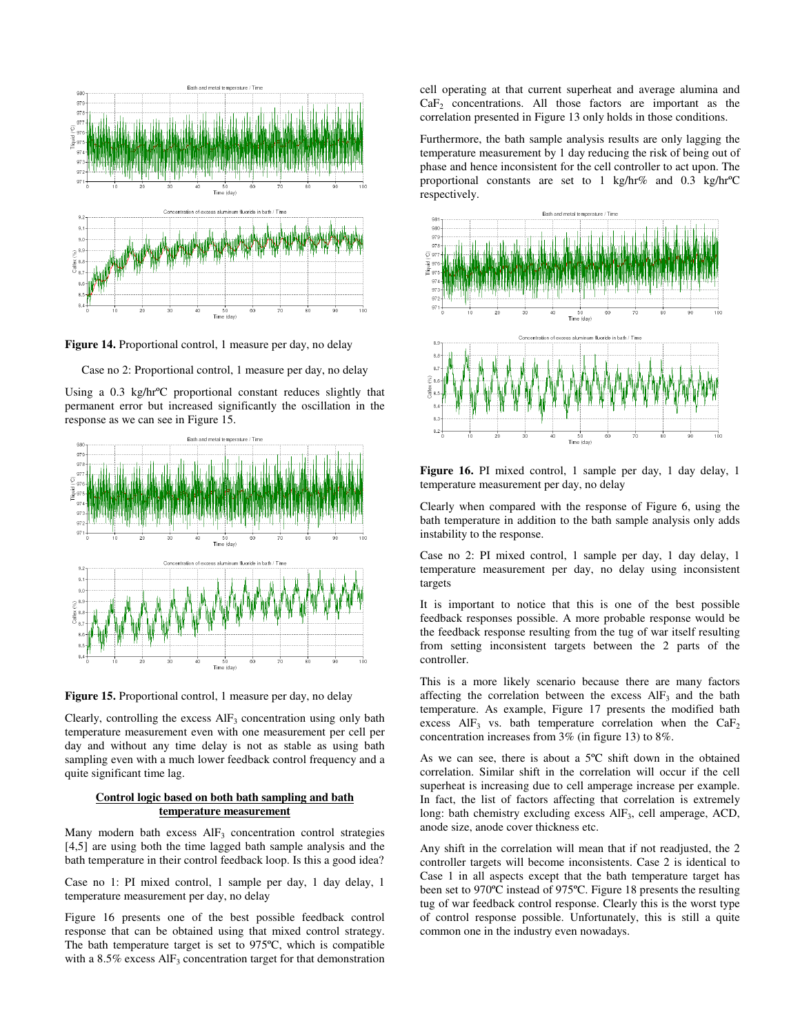**Figure 14.** Proportional control, 1 measure per day, no delay

Case no 2: Proportional control, 1 measure per day, no delay

Using a 0.3 kg/hrºC proportional constant reduces slightly that permanent error but increased significantly the oscillation in the response as we can see in Figure 15.

**Figure 15.** Proportional control, 1 measure per day, no delay

Clearly, controlling the excess $AlF_3$ concentration using only bath temperature measurement even with one measurement per cell per day and without any time delay is not as stable as using bath sampling even with a much lower feedback control frequency and a quite significant time lag.

## Control logic based on both bath sampling and bath temperature measurement

Many modern bath excess $AlF_3$ concentration control strategies [4,5] are using both the time lagged bath sample analysis and the bath temperature in their control feedback loop. Is this a good idea?

Case no 1: PI mixed control, 1 sample per day, 1 day delay, 1 temperature measurement per day, no delay

Figure 16 presents one of the best possible feedback control response that can be obtained using that mixed control strategy. The bath temperature target is set to 975ºC, which is compatible with a 8.5% excess $AlF_3$ concentration target for that demonstration cell operating at that current superheat and average alumina and $CaF_2$ concentrations. All those factors are important as the correlation presented in Figure 13 only holds in those conditions.

Furthermore, the bath sample analysis results are only lagging the temperature measurement by 1 day reducing the risk of being out of phase and hence inconsistent for the cell controller to act upon. The proportional constants are set to 1 kg/hr% and 0.3 kg/hrºC respectively.

**Figure 16.** PI mixed control, 1 sample per day, 1 day delay, 1 temperature measurement per day, no delay

Clearly when compared with the response of Figure 6, using the bath temperature in addition to the bath sample analysis only adds instability to the response.

Case no 2: PI mixed control, 1 sample per day, 1 day delay, 1 temperature measurement per day, no delay using inconsistent targets

It is important to notice that this is one of the best possible feedback responses possible. A more probable response would be the feedback response resulting from the tug of war itself resulting from setting inconsistent targets between the 2 parts of the controller.

This is a more likely scenario because there are many factors affecting the correlation between the excess $AlF_3$ and the bath temperature. As example, Figure 17 presents the modified bath excess $AlF_3$ vs. bath temperature correlation when the $CaF_2$ concentration increases from 3% (in figure 13) to 8%.

As we can see, there is about a 5ºC shift down in the obtained correlation. Similar shift in the correlation will occur if the cell superheat is increasing due to cell amperage increase per example. In fact, the list of factors affecting that correlation is extremely long: bath chemistry excluding excess $AlF_3$, cell amperage, ACD, anode size, anode cover thickness etc.

Any shift in the correlation will mean that if not readjusted, the 2 controller targets will become inconsistents. Case 2 is identical to Case 1 in all aspects except that the bath temperature target has been set to 970ºC instead of 975ºC. Figure 18 presents the resulting tug of war feedback control response. Clearly this is the worst type of control response possible. Unfortunately, this is still a quite common one in the industry even nowadays.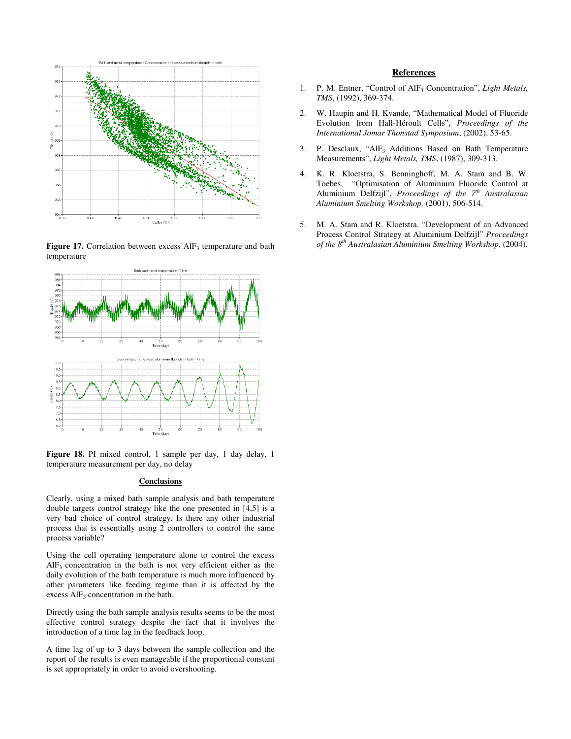Bath and metal temperature / Concentration of excess aluminum fluoride in bath

Tliquid (°C)

974
973
972
971
970
969
968
967
966
965
964

8.35 8.40 8.45 8.50 8.55 8.60 8.65 8.70

Caltex (%)

**Figure 17.** Correlation between excess $AlF_3$ temperature and bath temperature

Bath and metal temperature / Time

Tliquid (°C)

988
986
984
982
980
978
976
974
972
970
968
966
964

0 10 20 30 40 50 60 70 80 90 100

Time (day)

Concentration of excess aluminum fluoride in bath / Time

Caltex (%)

11.0
10.5
10.0
9.5
9.0
8.5
8.0
7.5
7.0
6.5
6.0

0 10 20 30 40 50 60 70 80 90 100

Time (day)

**Figure 18.** PI mixed control, 1 sample per day, 1 day delay, 1 temperature measurement per day, no delay

## Conclusions

Clearly, using a mixed bath sample analysis and bath temperature double targets control strategy like the one presented in [4,5] is a very bad choice of control strategy. Is there any other industrial process that is essentially using 2 controllers to control the same process variable?

Using the cell operating temperature alone to control the excess $AlF_3$ concentration in the bath is not very efficient either as the daily evolution of the bath temperature is much more influenced by other parameters like feeding regime than it is affected by the excess $AlF_3$ concentration in the bath.

Directly using the bath sample analysis results seems to be the most effective control strategy despite the fact that it involves the introduction of a time lag in the feedback loop.

A time lag of up to 3 days between the sample collection and the report of the results is even manageable if the proportional constant is set appropriately in order to avoid overshooting.

## References

1. P. M. Entner, "Control of $AlF_3$ Concentration", *Light Metals, TMS*, (1992), 369-374.
2. W. Haupin and H. Kvande, "Mathematical Model of Fluoride Evolution from Hall-Héroult Cells", *Proceedings of the International Jomar Thonstad Symposium*, (2002), 53-65.
3. P. Desclaux, "$AlF_3$ Additions Based on Bath Temperature Measurements", *Light Metals, TMS*, (1987), 309-313.
4. K. R. Kloetstra, S. Benninghoff, M. A. Stam and B. W. Toebes, "Optimisation of Aluminium Fluoride Control at Aluminium Delfzijl", *Proceedings of the 7th Australasian Aluminium Smelting Workshop,* (2001), 506-514.
5. M. A. Stam and R. Kloetstra, "Development of an Advanced Process Control Strategy at Aluminium Delfzijl" *Proceedings of the 8th Australasian Aluminium Smelting Workshop,* (2004).